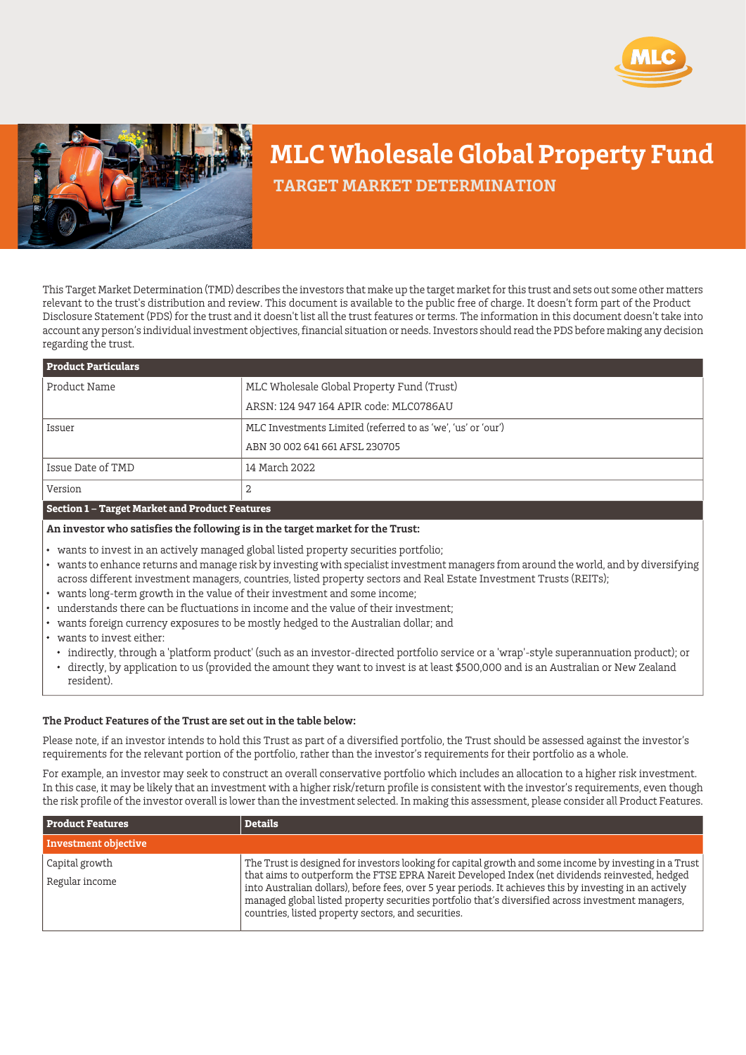# MLC Wholesale Global Property Fund

## TARGET MARKET DETERMINATION

This Target Market Determination (TMD) describes the investors that make up the target market for this trust and sets out some other matters relevant to the trust's distribution and review. This document is available to the public free of charge. It doesn't form part of the Product Disclosure Statement (PDS) for the trust and it doesn't list all the trust features or terms. The information in this document doesn't take into account any person's individual investment objectives, financial situation or needs. Investors should read the PDS before making any decision regarding the trust.

| Product Particulars | |
|---|---|
| Product Name | MLC Wholesale Global Property Fund (Trust)<br>ARSN: 124 947 164 APIR code: MLC0786AU |
| Issuer | MLC Investments Limited (referred to as 'we', 'us' or 'our')<br>ABN 30 002 641 661 AFSL 230705 |
| Issue Date of TMD | 14 March 2022 |
| Version | 2 |

**Section 1 – Target Market and Product Features**

**An investor who satisfies the following is in the target market for the Trust:**

- wants to invest in an actively managed global listed property securities portfolio;
- wants to enhance returns and manage risk by investing with specialist investment managers from around the world, and by diversifying across different investment managers, countries, listed property sectors and Real Estate Investment Trusts (REITs);
- wants long-term growth in the value of their investment and some income;
- understands there can be fluctuations in income and the value of their investment;
- wants foreign currency exposures to be mostly hedged to the Australian dollar; and
- wants to invest either:
  - indirectly, through a 'platform product' (such as an investor-directed portfolio service or a 'wrap'-style superannuation product); or
  - directly, by application to us (provided the amount they want to invest is at least $500,000 and is an Australian or New Zealand resident).

**The Product Features of the Trust are set out in the table below:**

Please note, if an investor intends to hold this Trust as part of a diversified portfolio, the Trust should be assessed against the investor's requirements for the relevant portion of the portfolio, rather than the investor's requirements for their portfolio as a whole.

For example, an investor may seek to construct an overall conservative portfolio which includes an allocation to a higher risk investment. In this case, it may be likely that an investment with a higher risk/return profile is consistent with the investor's requirements, even though the risk profile of the investor overall is lower than the investment selected. In making this assessment, please consider all Product Features.

| Product Features | Details |
|---|---|
| **Investment objective** | |
| Capital growth<br>Regular income | The Trust is designed for investors looking for capital growth and some income by investing in a Trust that aims to outperform the FTSE EPRA Nareit Developed Index (net dividends reinvested, hedged into Australian dollars), before fees, over 5 year periods. It achieves this by investing in an actively managed global listed property securities portfolio that's diversified across investment managers, countries, listed property sectors, and securities. |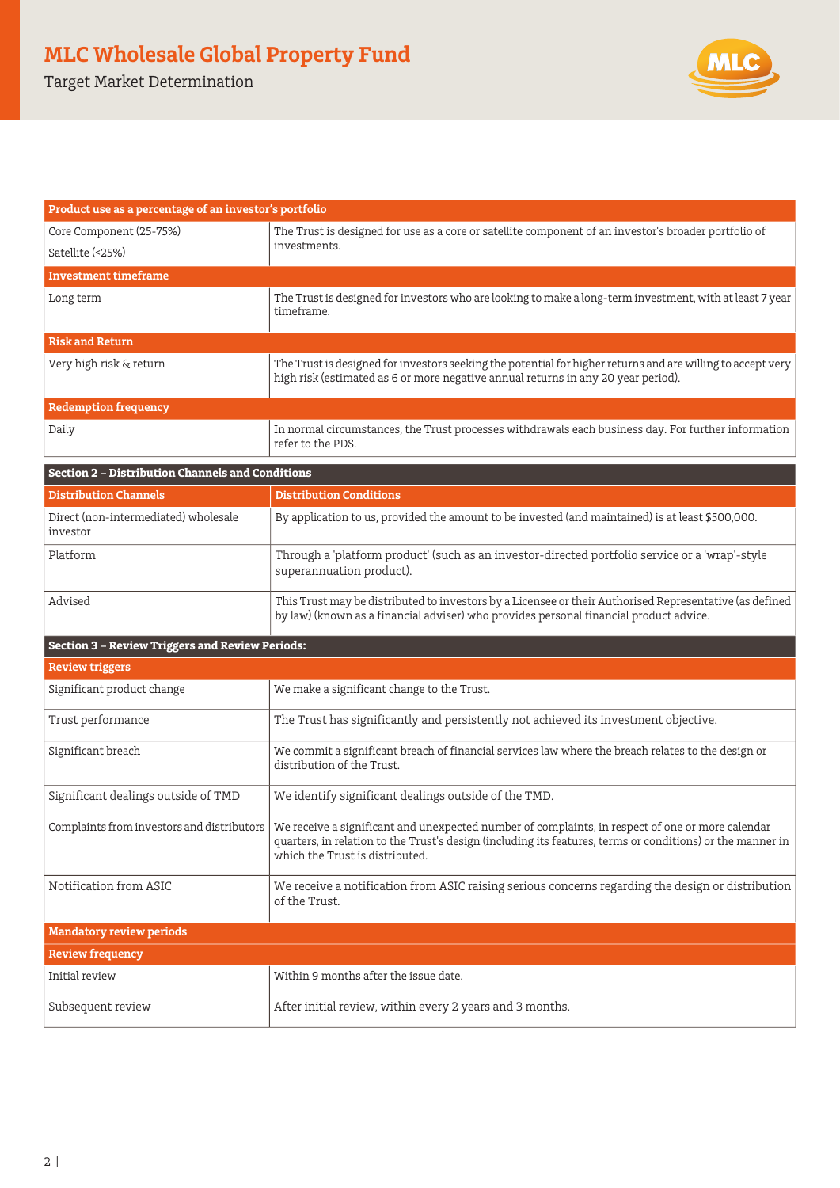| Product use as a percentage of an investor's portfolio | |
|---|---|
| Core Component (25-75%)<br>Satellite (<25%) | The Trust is designed for use as a core or satellite component of an investor's broader portfolio of investments. |
| **Investment timeframe** | |
| Long term | The Trust is designed for investors who are looking to make a long-term investment, with at least 7 year timeframe. |
| **Risk and Return** | |
| Very high risk & return | The Trust is designed for investors seeking the potential for higher returns and are willing to accept very high risk (estimated as 6 or more negative annual returns in any 20 year period). |
| **Redemption frequency** | |
| Daily | In normal circumstances, the Trust processes withdrawals each business day. For further information refer to the PDS. |

## Section 2 – Distribution Channels and Conditions

| Distribution Channels | Distribution Conditions |
|---|---|
| Direct (non-intermediated) wholesale investor | By application to us, provided the amount to be invested (and maintained) is at least $500,000. |
| Platform | Through a 'platform product' (such as an investor-directed portfolio service or a 'wrap'-style superannuation product). |
| Advised | This Trust may be distributed to investors by a Licensee or their Authorised Representative (as defined by law) (known as a financial adviser) who provides personal financial product advice. |

## Section 3 – Review Triggers and Review Periods:

| Review triggers | |
|---|---|
| Significant product change | We make a significant change to the Trust. |
| Trust performance | The Trust has significantly and persistently not achieved its investment objective. |
| Significant breach | We commit a significant breach of financial services law where the breach relates to the design or distribution of the Trust. |
| Significant dealings outside of TMD | We identify significant dealings outside of the TMD. |
| Complaints from investors and distributors | We receive a significant and unexpected number of complaints, in respect of one or more calendar quarters, in relation to the Trust's design (including its features, terms or conditions) or the manner in which the Trust is distributed. |
| Notification from ASIC | We receive a notification from ASIC raising serious concerns regarding the design or distribution of the Trust. |
| **Mandatory review periods** | |
| **Review frequency** | |
| Initial review | Within 9 months after the issue date. |
| Subsequent review | After initial review, within every 2 years and 3 months. |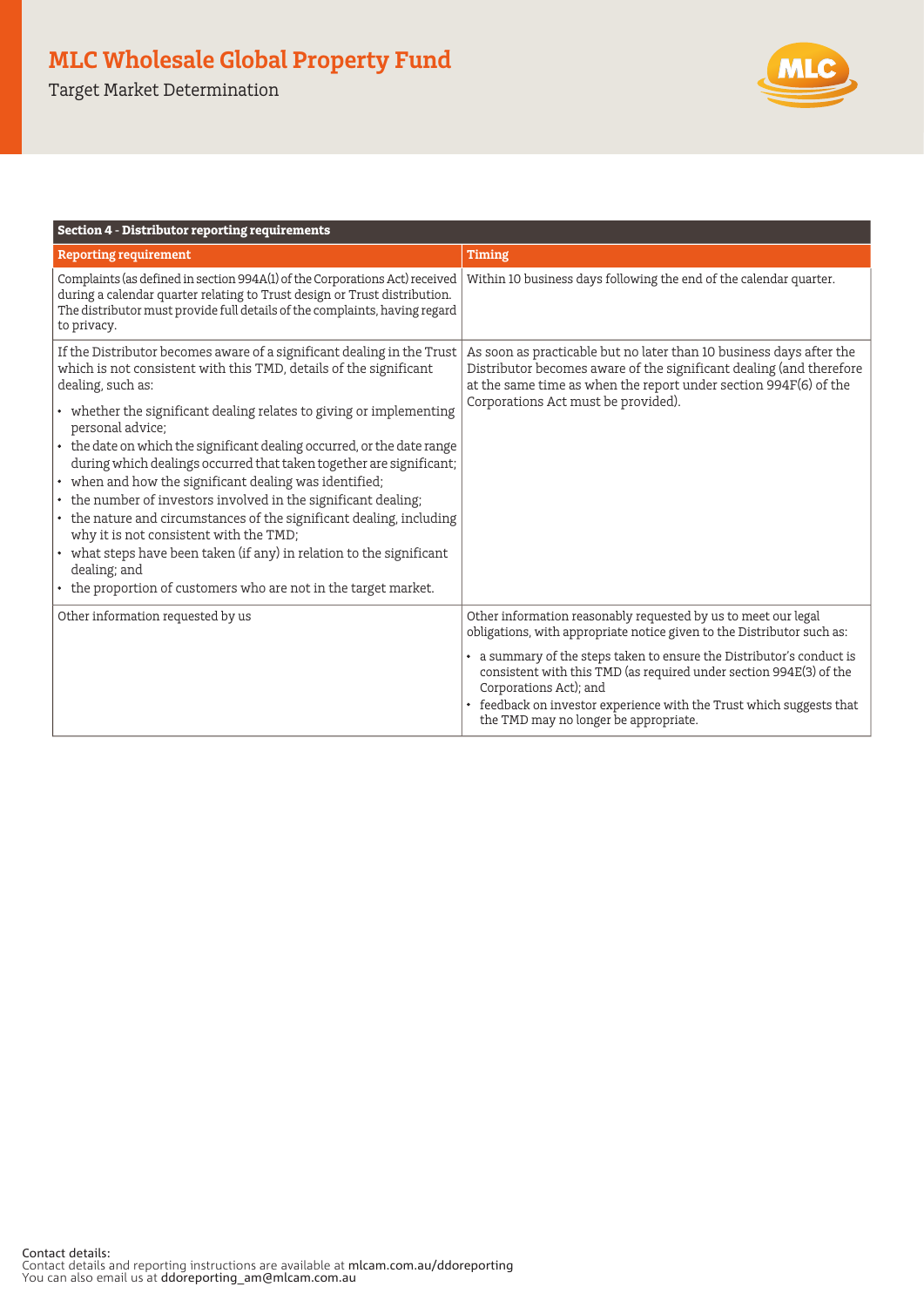| Section 4 - Distributor reporting requirements | |
|---|---|
| **Reporting requirement** | **Timing** |
| Complaints (as defined in section 994A(1) of the Corporations Act) received during a calendar quarter relating to Trust design or Trust distribution. The distributor must provide full details of the complaints, having regard to privacy. | Within 10 business days following the end of the calendar quarter. |
| If the Distributor becomes aware of a significant dealing in the Trust which is not consistent with this TMD, details of the significant dealing, such as:<br>• whether the significant dealing relates to giving or implementing personal advice;<br>• the date on which the significant dealing occurred, or the date range during which dealings occurred that taken together are significant;<br>• when and how the significant dealing was identified;<br>• the number of investors involved in the significant dealing;<br>• the nature and circumstances of the significant dealing, including why it is not consistent with the TMD;<br>• what steps have been taken (if any) in relation to the significant dealing; and<br>• the proportion of customers who are not in the target market. | As soon as practicable but no later than 10 business days after the Distributor becomes aware of the significant dealing (and therefore at the same time as when the report under section 994F(6) of the Corporations Act must be provided). |
| Other information requested by us | Other information reasonably requested by us to meet our legal obligations, with appropriate notice given to the Distributor such as:<br>• a summary of the steps taken to ensure the Distributor's conduct is consistent with this TMD (as required under section 994E(3) of the Corporations Act); and<br>• feedback on investor experience with the Trust which suggests that the TMD may no longer be appropriate. |

Contact details:
Contact details and reporting instructions are available at mlcam.com.au/ddoreporting
You can also email us at ddoreporting_am@mlcam.com.au